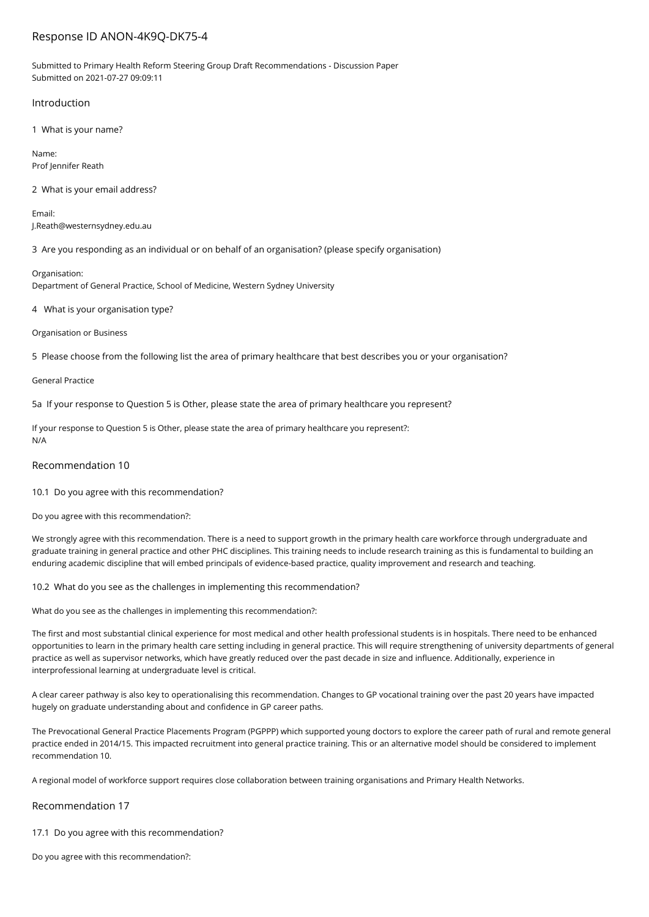# Response ID ANON-4K9Q-DK75-4

Submitted to Primary Health Reform Steering Group Draft Recommendations - Discussion Paper
Submitted on 2021-07-27 09:09:11

## Introduction

1 What is your name?

Name:
Prof Jennifer Reath

2 What is your email address?

Email:
J.Reath@westernsydney.edu.au

3 Are you responding as an individual or on behalf of an organisation? (please specify organisation)

Organisation:
Department of General Practice, School of Medicine, Western Sydney University

4 What is your organisation type?

Organisation or Business

5 Please choose from the following list the area of primary healthcare that best describes you or your organisation?

General Practice

5a If your response to Question 5 is Other, please state the area of primary healthcare you represent?

If your response to Question 5 is Other, please state the area of primary healthcare you represent?:
N/A

## Recommendation 10

10.1 Do you agree with this recommendation?

Do you agree with this recommendation?:

We strongly agree with this recommendation. There is a need to support growth in the primary health care workforce through undergraduate and graduate training in general practice and other PHC disciplines. This training needs to include research training as this is fundamental to building an enduring academic discipline that will embed principals of evidence-based practice, quality improvement and research and teaching.

10.2 What do you see as the challenges in implementing this recommendation?

What do you see as the challenges in implementing this recommendation?:

The first and most substantial clinical experience for most medical and other health professional students is in hospitals. There need to be enhanced opportunities to learn in the primary health care setting including in general practice. This will require strengthening of university departments of general practice as well as supervisor networks, which have greatly reduced over the past decade in size and influence. Additionally, experience in interprofessional learning at undergraduate level is critical.

A clear career pathway is also key to operationalising this recommendation. Changes to GP vocational training over the past 20 years have impacted hugely on graduate understanding about and confidence in GP career paths.

The Prevocational General Practice Placements Program (PGPPP) which supported young doctors to explore the career path of rural and remote general practice ended in 2014/15. This impacted recruitment into general practice training. This or an alternative model should be considered to implement recommendation 10.

A regional model of workforce support requires close collaboration between training organisations and Primary Health Networks.

## Recommendation 17

17.1 Do you agree with this recommendation?

Do you agree with this recommendation?: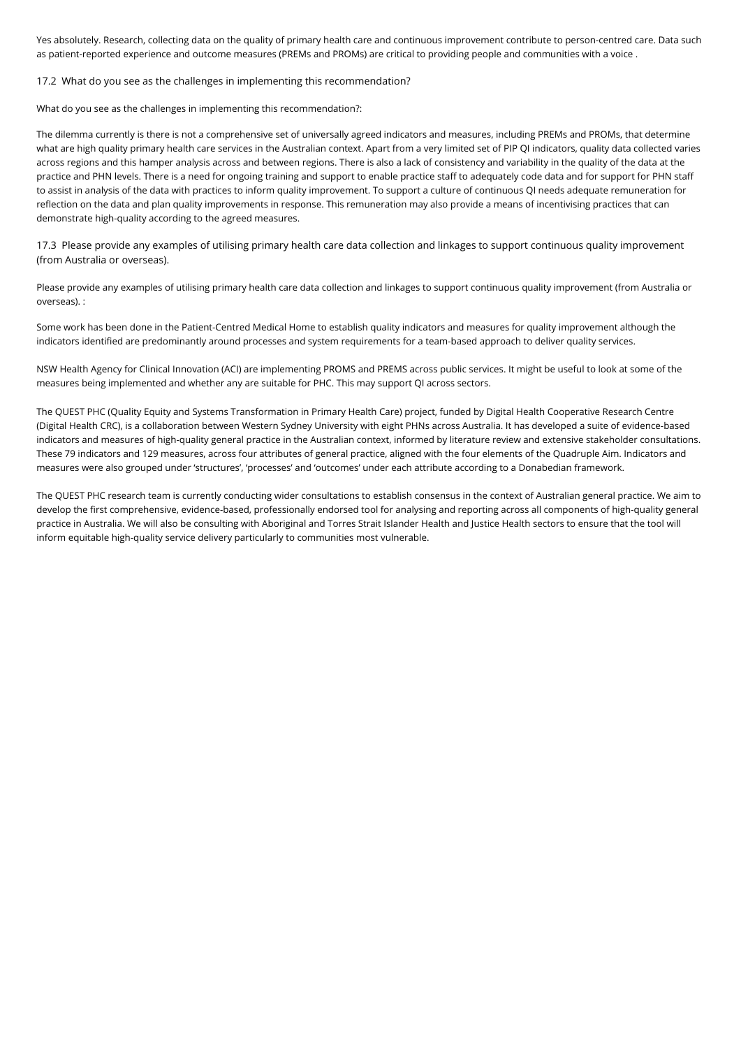Yes absolutely. Research, collecting data on the quality of primary health care and continuous improvement contribute to person-centred care. Data such as patient-reported experience and outcome measures (PREMs and PROMs) are critical to providing people and communities with a voice .

### 17.2 What do you see as the challenges in implementing this recommendation?

What do you see as the challenges in implementing this recommendation?:

The dilemma currently is there is not a comprehensive set of universally agreed indicators and measures, including PREMs and PROMs, that determine what are high quality primary health care services in the Australian context. Apart from a very limited set of PIP QI indicators, quality data collected varies across regions and this hamper analysis across and between regions. There is also a lack of consistency and variability in the quality of the data at the practice and PHN levels. There is a need for ongoing training and support to enable practice staff to adequately code data and for support for PHN staff to assist in analysis of the data with practices to inform quality improvement. To support a culture of continuous QI needs adequate remuneration for reflection on the data and plan quality improvements in response. This remuneration may also provide a means of incentivising practices that can demonstrate high-quality according to the agreed measures.

### 17.3 Please provide any examples of utilising primary health care data collection and linkages to support continuous quality improvement (from Australia or overseas).

Please provide any examples of utilising primary health care data collection and linkages to support continuous quality improvement (from Australia or overseas). :

Some work has been done in the Patient-Centred Medical Home to establish quality indicators and measures for quality improvement although the indicators identified are predominantly around processes and system requirements for a team-based approach to deliver quality services.

NSW Health Agency for Clinical Innovation (ACI) are implementing PROMS and PREMS across public services. It might be useful to look at some of the measures being implemented and whether any are suitable for PHC. This may support QI across sectors.

The QUEST PHC (Quality Equity and Systems Transformation in Primary Health Care) project, funded by Digital Health Cooperative Research Centre (Digital Health CRC), is a collaboration between Western Sydney University with eight PHNs across Australia. It has developed a suite of evidence-based indicators and measures of high-quality general practice in the Australian context, informed by literature review and extensive stakeholder consultations. These 79 indicators and 129 measures, across four attributes of general practice, aligned with the four elements of the Quadruple Aim. Indicators and measures were also grouped under 'structures', 'processes' and 'outcomes' under each attribute according to a Donabedian framework.

The QUEST PHC research team is currently conducting wider consultations to establish consensus in the context of Australian general practice. We aim to develop the first comprehensive, evidence-based, professionally endorsed tool for analysing and reporting across all components of high-quality general practice in Australia. We will also be consulting with Aboriginal and Torres Strait Islander Health and Justice Health sectors to ensure that the tool will inform equitable high-quality service delivery particularly to communities most vulnerable.